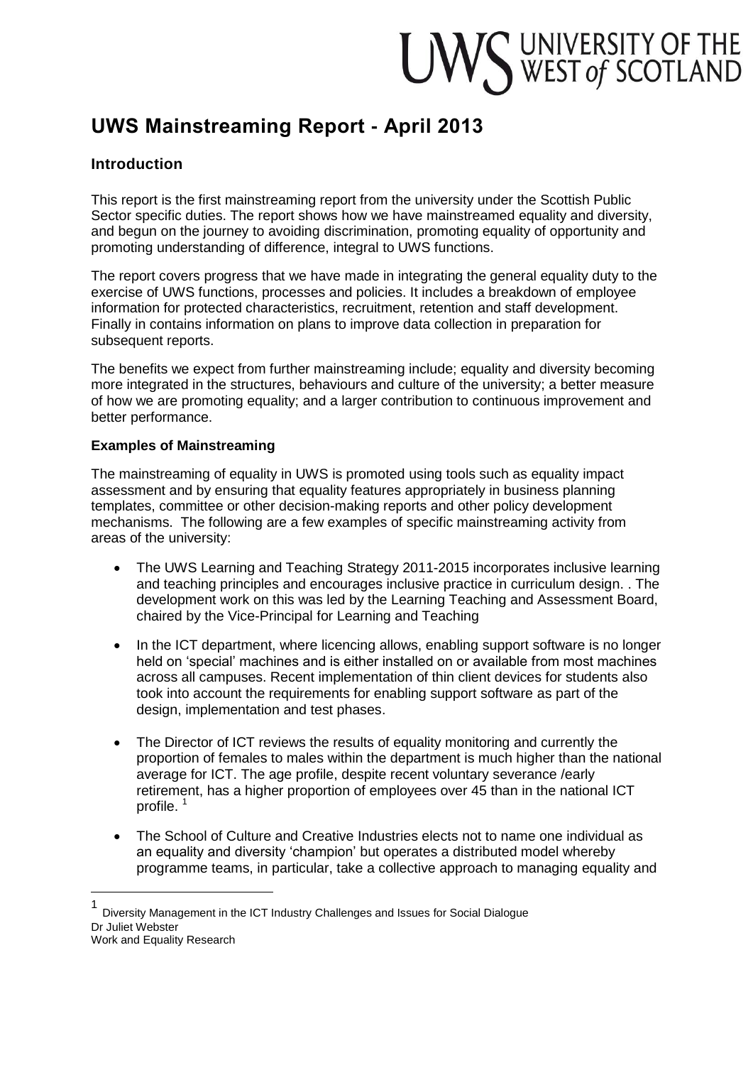# UWS Mainstreaming Report - April 2013

## Introduction

This report is the first mainstreaming report from the university under the Scottish Public Sector specific duties. The report shows how we have mainstreamed equality and diversity, and begun on the journey to avoiding discrimination, promoting equality of opportunity and promoting understanding of difference, integral to UWS functions.

The report covers progress that we have made in integrating the general equality duty to the exercise of UWS functions, processes and policies. It includes a breakdown of employee information for protected characteristics, recruitment, retention and staff development. Finally in contains information on plans to improve data collection in preparation for subsequent reports.

The benefits we expect from further mainstreaming include; equality and diversity becoming more integrated in the structures, behaviours and culture of the university; a better measure of how we are promoting equality; and a larger contribution to continuous improvement and better performance.

**Examples of Mainstreaming**

The mainstreaming of equality in UWS is promoted using tools such as equality impact assessment and by ensuring that equality features appropriately in business planning templates, committee or other decision-making reports and other policy development mechanisms. The following are a few examples of specific mainstreaming activity from areas of the university:

- The UWS Learning and Teaching Strategy 2011-2015 incorporates inclusive learning and teaching principles and encourages inclusive practice in curriculum design. . The development work on this was led by the Learning Teaching and Assessment Board, chaired by the Vice-Principal for Learning and Teaching
- In the ICT department, where licencing allows, enabling support software is no longer held on 'special' machines and is either installed on or available from most machines across all campuses. Recent implementation of thin client devices for students also took into account the requirements for enabling support software as part of the design, implementation and test phases.
- The Director of ICT reviews the results of equality monitoring and currently the proportion of females to males within the department is much higher than the national average for ICT. The age profile, despite recent voluntary severance /early retirement, has a higher proportion of employees over 45 than in the national ICT profile. [1]
- The School of Culture and Creative Industries elects not to name one individual as an equality and diversity 'champion' but operates a distributed model whereby programme teams, in particular, take a collective approach to managing equality and

[1] Diversity Management in the ICT Industry Challenges and Issues for Social Dialogue
Dr Juliet Webster
Work and Equality Research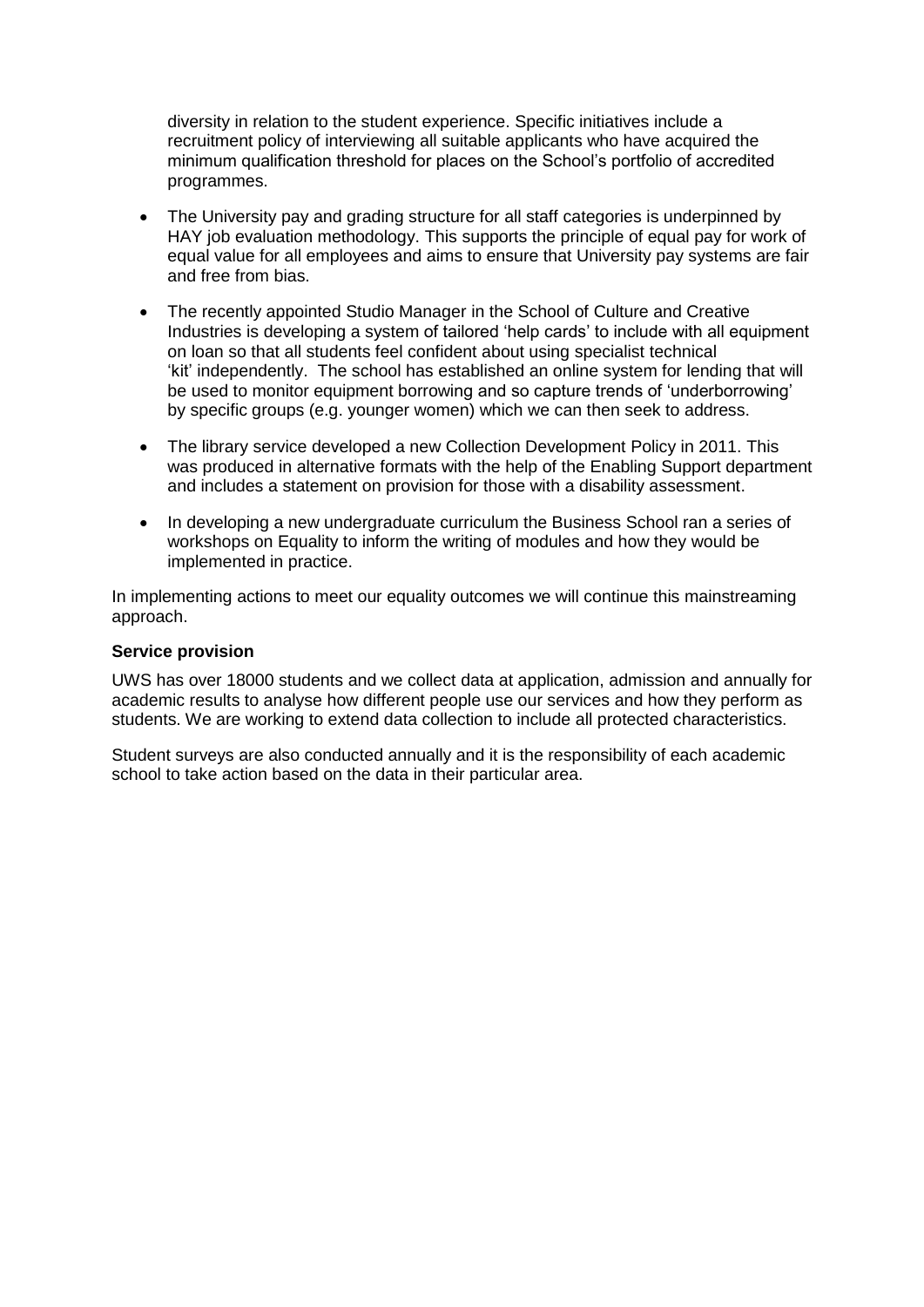diversity in relation to the student experience. Specific initiatives include a recruitment policy of interviewing all suitable applicants who have acquired the minimum qualification threshold for places on the School's portfolio of accredited programmes.

- The University pay and grading structure for all staff categories is underpinned by HAY job evaluation methodology. This supports the principle of equal pay for work of equal value for all employees and aims to ensure that University pay systems are fair and free from bias.
- The recently appointed Studio Manager in the School of Culture and Creative Industries is developing a system of tailored 'help cards' to include with all equipment on loan so that all students feel confident about using specialist technical 'kit' independently. The school has established an online system for lending that will be used to monitor equipment borrowing and so capture trends of 'underborrowing' by specific groups (e.g. younger women) which we can then seek to address.
- The library service developed a new Collection Development Policy in 2011. This was produced in alternative formats with the help of the Enabling Support department and includes a statement on provision for those with a disability assessment.
- In developing a new undergraduate curriculum the Business School ran a series of workshops on Equality to inform the writing of modules and how they would be implemented in practice.

In implementing actions to meet our equality outcomes we will continue this mainstreaming approach.

**Service provision**

UWS has over 18000 students and we collect data at application, admission and annually for academic results to analyse how different people use our services and how they perform as students. We are working to extend data collection to include all protected characteristics.

Student surveys are also conducted annually and it is the responsibility of each academic school to take action based on the data in their particular area.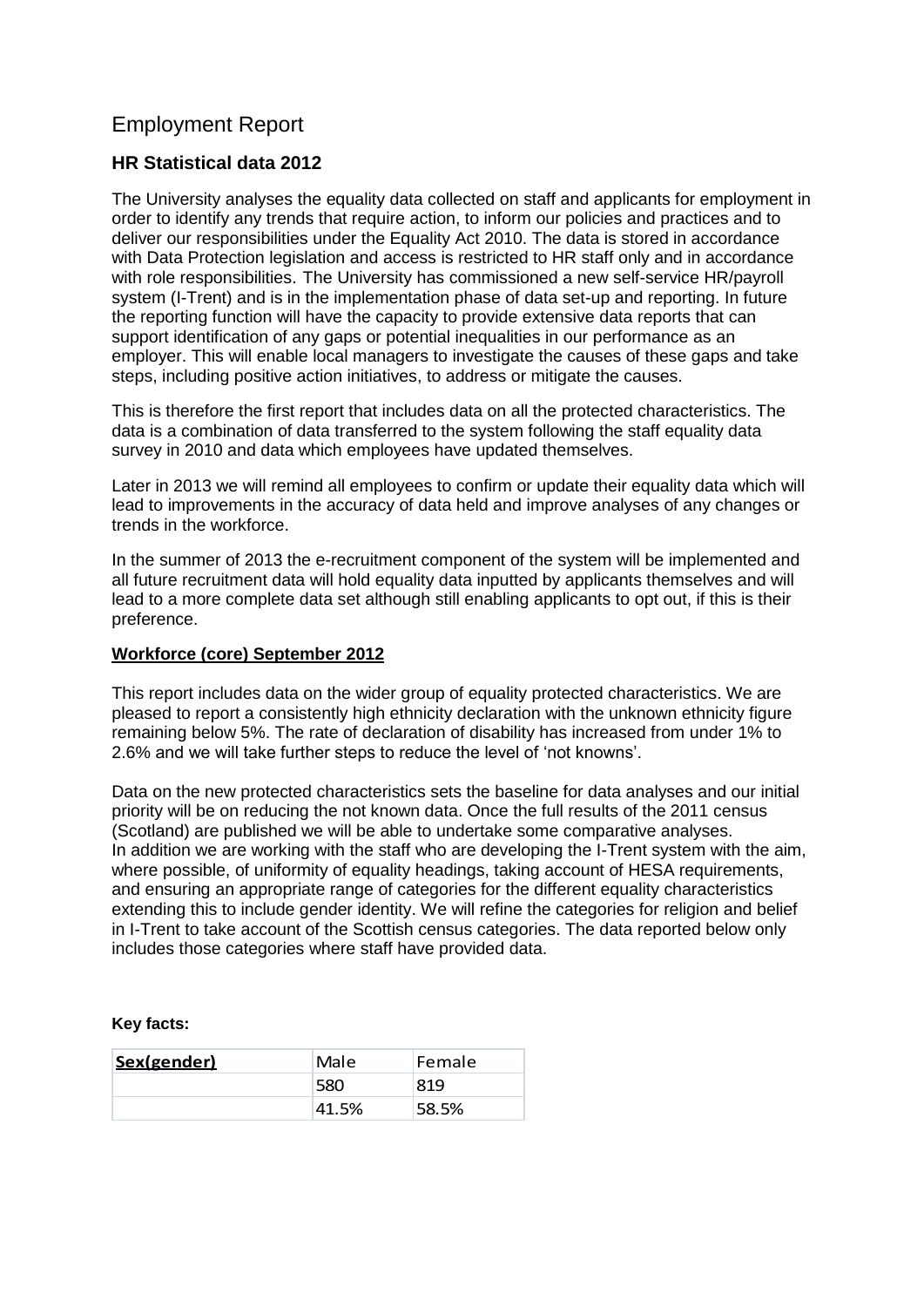# Employment Report

## HR Statistical data 2012

The University analyses the equality data collected on staff and applicants for employment in order to identify any trends that require action, to inform our policies and practices and to deliver our responsibilities under the Equality Act 2010. The data is stored in accordance with Data Protection legislation and access is restricted to HR staff only and in accordance with role responsibilities. The University has commissioned a new self-service HR/payroll system (I-Trent) and is in the implementation phase of data set-up and reporting. In future the reporting function will have the capacity to provide extensive data reports that can support identification of any gaps or potential inequalities in our performance as an employer. This will enable local managers to investigate the causes of these gaps and take steps, including positive action initiatives, to address or mitigate the causes.

This is therefore the first report that includes data on all the protected characteristics. The data is a combination of data transferred to the system following the staff equality data survey in 2010 and data which employees have updated themselves.

Later in 2013 we will remind all employees to confirm or update their equality data which will lead to improvements in the accuracy of data held and improve analyses of any changes or trends in the workforce.

In the summer of 2013 the e-recruitment component of the system will be implemented and all future recruitment data will hold equality data inputted by applicants themselves and will lead to a more complete data set although still enabling applicants to opt out, if this is their preference.

**Workforce (core) September 2012**

This report includes data on the wider group of equality protected characteristics. We are pleased to report a consistently high ethnicity declaration with the unknown ethnicity figure remaining below 5%. The rate of declaration of disability has increased from under 1% to 2.6% and we will take further steps to reduce the level of 'not knowns'.

Data on the new protected characteristics sets the baseline for data analyses and our initial priority will be on reducing the not known data. Once the full results of the 2011 census (Scotland) are published we will be able to undertake some comparative analyses.
In addition we are working with the staff who are developing the I-Trent system with the aim, where possible, of uniformity of equality headings, taking account of HESA requirements, and ensuring an appropriate range of categories for the different equality characteristics extending this to include gender identity. We will refine the categories for religion and belief in I-Trent to take account of the Scottish census categories. The data reported below only includes those categories where staff have provided data.

**Key facts:**

| Sex(gender) | Male | Female |
|---|---|---|
| | 580 | 819 |
| | 41.5% | 58.5% |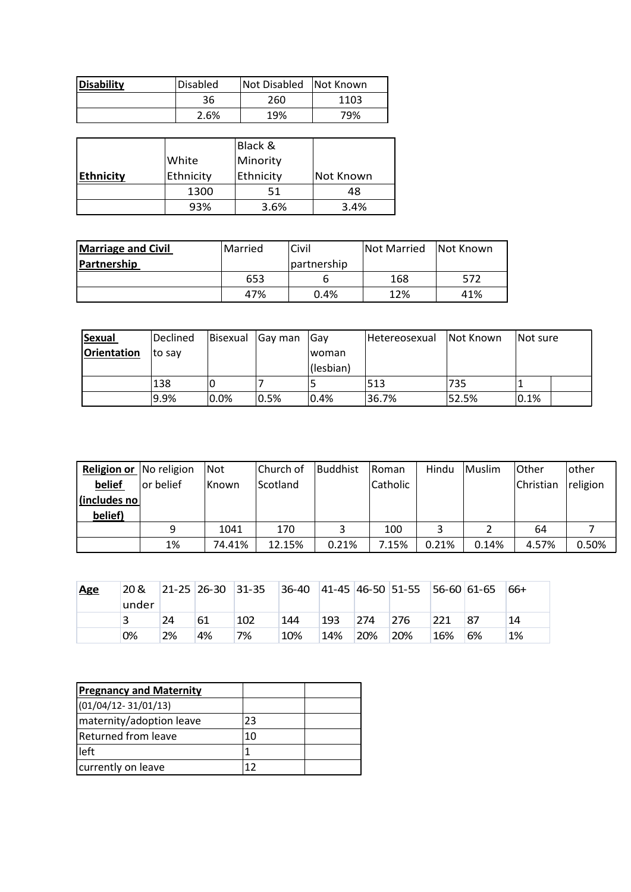| **Disability** | Disabled | Not Disabled | Not Known |
|---|---|---|---|
| | 36 | 260 | 1103 |
| | 2.6% | 19% | 79% |

| **Ethnicity** | White Ethnicity | Black & Minority Ethnicity | Not Known |
|---|---|---|---|
| | 1300 | 51 | 48 |
| | 93% | 3.6% | 3.4% |

| **Marriage and Civil Partnership** | Married | Civil partnership | Not Married | Not Known |
|---|---|---|---|---|
| | 653 | 6 | 168 | 572 |
| | 47% | 0.4% | 12% | 41% |

| **Sexual Orientation** | Declined to say | Bisexual | Gay man | Gay woman (lesbian) | Hetereosexual | Not Known | Not sure | |
|---|---|---|---|---|---|---|---|---|
| | 138 | 0 | 7 | 5 | 513 | 735 | 1 | |
| | 9.9% | 0.0% | 0.5% | 0.4% | 36.7% | 52.5% | 0.1% | |

| **Religion or belief (includes no belief)** | No religion or belief | Not Known | Church of Scotland | Buddhist | Roman Catholic | Hindu | Muslim | Other Christian | other religion |
|---|---|---|---|---|---|---|---|---|---|
| | 9 | 1041 | 170 | 3 | 100 | 3 | 2 | 64 | 7 |
| | 1% | 74.41% | 12.15% | 0.21% | 7.15% | 0.21% | 0.14% | 4.57% | 0.50% |

| **Age** | 20 & under | 21-25 | 26-30 | 31-35 | 36-40 | 41-45 | 46-50 | 51-55 | 56-60 | 61-65 | 66+ |
|---|---|---|---|---|---|---|---|---|---|---|---|
| | 3 | 24 | 61 | 102 | 144 | 193 | 274 | 276 | 221 | 87 | 14 |
| | 0% | 2% | 4% | 7% | 10% | 14% | 20% | 20% | 16% | 6% | 1% |

| **Pregnancy and Maternity** | | |
|---|---|---|
| (01/04/12- 31/01/13) | | |
| maternity/adoption leave | 23 | |
| Returned from leave | 10 | |
| left | 1 | |
| currently on leave | 12 | |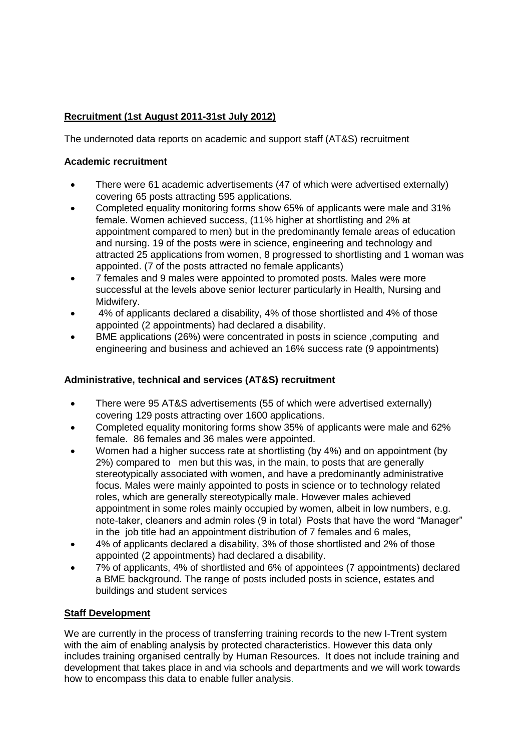**Recruitment (1st August 2011-31st July 2012)**

The undernoted data reports on academic and support staff (AT&S) recruitment

**Academic recruitment**

- There were 61 academic advertisements (47 of which were advertised externally) covering 65 posts attracting 595 applications.
- Completed equality monitoring forms show 65% of applicants were male and 31% female. Women achieved success, (11% higher at shortlisting and 2% at appointment compared to men) but in the predominantly female areas of education and nursing. 19 of the posts were in science, engineering and technology and attracted 25 applications from women, 8 progressed to shortlisting and 1 woman was appointed. (7 of the posts attracted no female applicants)
- 7 females and 9 males were appointed to promoted posts. Males were more successful at the levels above senior lecturer particularly in Health, Nursing and Midwifery.
- 4% of applicants declared a disability, 4% of those shortlisted and 4% of those appointed (2 appointments) had declared a disability.
- BME applications (26%) were concentrated in posts in science ,computing and engineering and business and achieved an 16% success rate (9 appointments)

**Administrative, technical and services (AT&S) recruitment**

- There were 95 AT&S advertisements (55 of which were advertised externally) covering 129 posts attracting over 1600 applications.
- Completed equality monitoring forms show 35% of applicants were male and 62% female. 86 females and 36 males were appointed.
- Women had a higher success rate at shortlisting (by 4%) and on appointment (by 2%) compared to men but this was, in the main, to posts that are generally stereotypically associated with women, and have a predominantly administrative focus. Males were mainly appointed to posts in science or to technology related roles, which are generally stereotypically male. However males achieved appointment in some roles mainly occupied by women, albeit in low numbers, e.g. note-taker, cleaners and admin roles (9 in total) Posts that have the word "Manager" in the job title had an appointment distribution of 7 females and 6 males,
- 4% of applicants declared a disability, 3% of those shortlisted and 2% of those appointed (2 appointments) had declared a disability.
- 7% of applicants, 4% of shortlisted and 6% of appointees (7 appointments) declared a BME background. The range of posts included posts in science, estates and buildings and student services

**Staff Development**

We are currently in the process of transferring training records to the new I-Trent system with the aim of enabling analysis by protected characteristics. However this data only includes training organised centrally by Human Resources. It does not include training and development that takes place in and via schools and departments and we will work towards how to encompass this data to enable fuller analysis.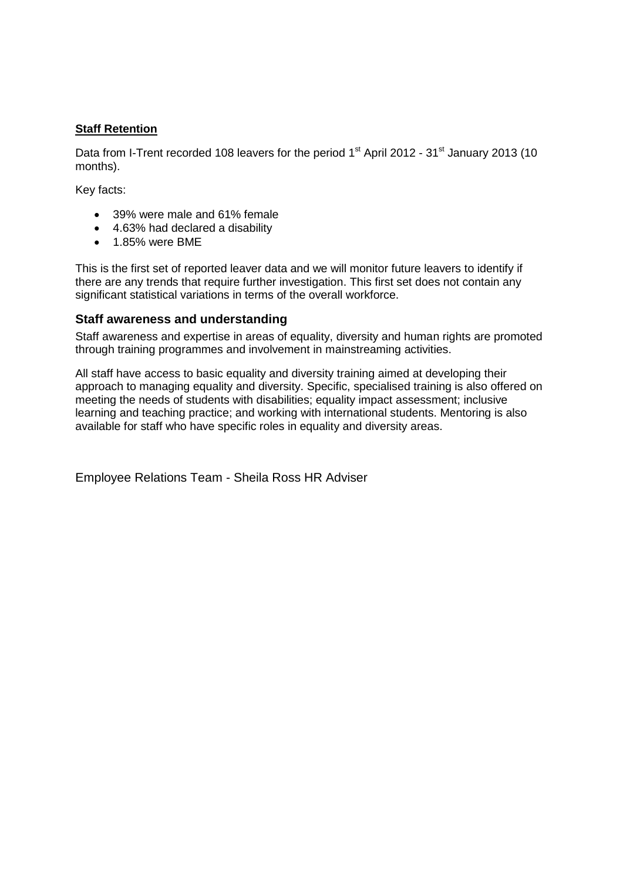**Staff Retention**

Data from I-Trent recorded 108 leavers for the period 1st April 2012 - 31st January 2013 (10 months).

Key facts:

- 39% were male and 61% female
- 4.63% had declared a disability
- 1.85% were BME

This is the first set of reported leaver data and we will monitor future leavers to identify if there are any trends that require further investigation. This first set does not contain any significant statistical variations in terms of the overall workforce.

### Staff awareness and understanding

Staff awareness and expertise in areas of equality, diversity and human rights are promoted through training programmes and involvement in mainstreaming activities.

All staff have access to basic equality and diversity training aimed at developing their approach to managing equality and diversity. Specific, specialised training is also offered on meeting the needs of students with disabilities; equality impact assessment; inclusive learning and teaching practice; and working with international students. Mentoring is also available for staff who have specific roles in equality and diversity areas.

Employee Relations Team - Sheila Ross HR Adviser